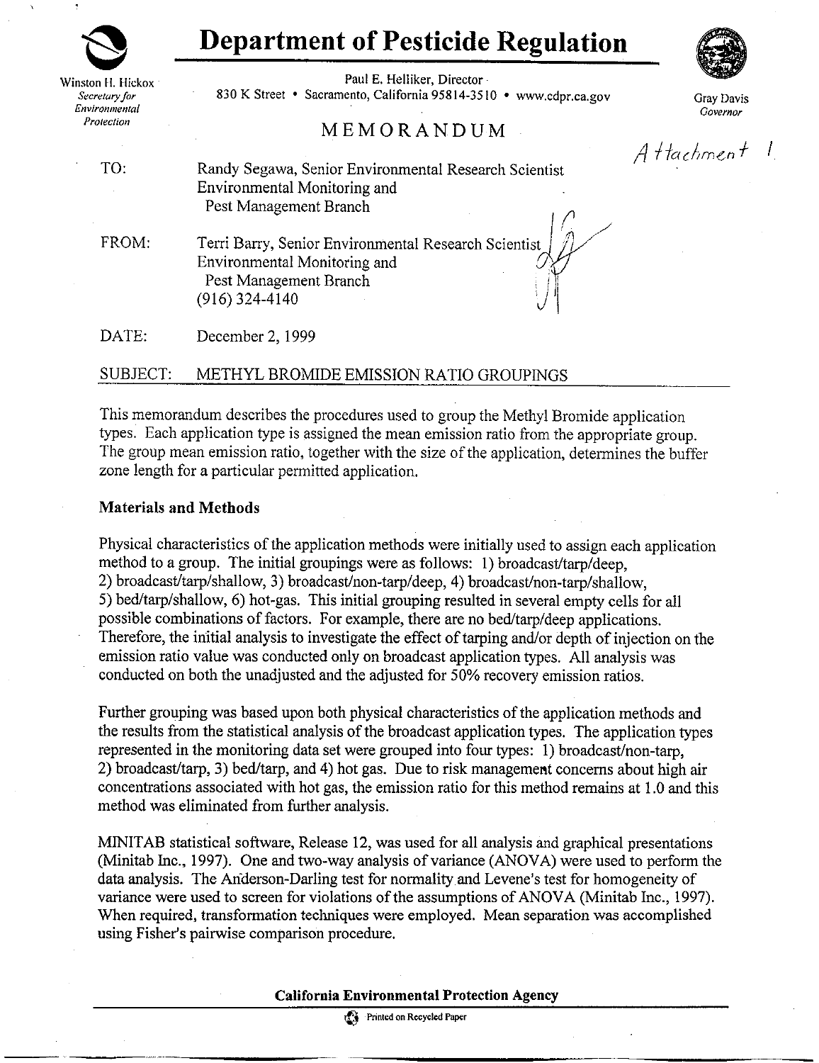# Department of Pesticide Regulation

Winston H. Hickox
*Secretary for Environmental Protection*

Paul E. Helliker, Director
830 K Street • Sacramento, California 95814-3510 • www.cdpr.ca.gov

Gray Davis
*Governor*

## MEMORANDUM

Attachment 1

TO: Randy Segawa, Senior Environmental Research Scientist
Environmental Monitoring and
Pest Management Branch

FROM: Terri Barry, Senior Environmental Research Scientist
Environmental Monitoring and
Pest Management Branch
(916) 324-4140

DATE: December 2, 1999

SUBJECT: METHYL BROMIDE EMISSION RATIO GROUPINGS

This memorandum describes the procedures used to group the Methyl Bromide application types. Each application type is assigned the mean emission ratio from the appropriate group. The group mean emission ratio, together with the size of the application, determines the buffer zone length for a particular permitted application.

### Materials and Methods

Physical characteristics of the application methods were initially used to assign each application method to a group. The initial groupings were as follows: 1) broadcast/tarp/deep, 2) broadcast/tarp/shallow, 3) broadcast/non-tarp/deep, 4) broadcast/non-tarp/shallow, 5) bed/tarp/shallow, 6) hot-gas. This initial grouping resulted in several empty cells for all possible combinations of factors. For example, there are no bed/tarp/deep applications. Therefore, the initial analysis to investigate the effect of tarping and/or depth of injection on the emission ratio value was conducted only on broadcast application types. All analysis was conducted on both the unadjusted and the adjusted for 50% recovery emission ratios.

Further grouping was based upon both physical characteristics of the application methods and the results from the statistical analysis of the broadcast application types. The application types represented in the monitoring data set were grouped into four types: 1) broadcast/non-tarp, 2) broadcast/tarp, 3) bed/tarp, and 4) hot gas. Due to risk management concerns about high air concentrations associated with hot gas, the emission ratio for this method remains at 1.0 and this method was eliminated from further analysis.

MINITAB statistical software, Release 12, was used for all analysis and graphical presentations (Minitab Inc., 1997). One and two-way analysis of variance (ANOVA) were used to perform the data analysis. The Anderson-Darling test for normality and Levene's test for homogeneity of variance were used to screen for violations of the assumptions of ANOVA (Minitab Inc., 1997). When required, transformation techniques were employed. Mean separation was accomplished using Fisher's pairwise comparison procedure.

California Environmental Protection Agency

Printed on Recycled Paper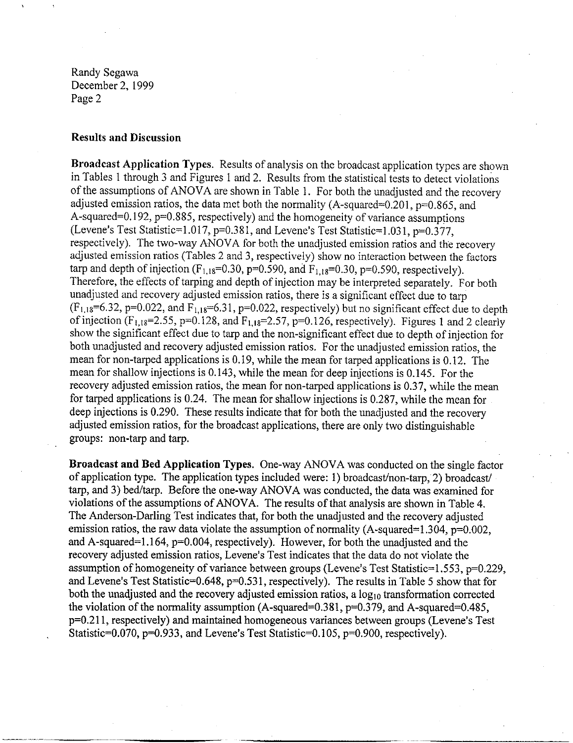## Results and Discussion

**Broadcast Application Types.** Results of analysis on the broadcast application types are shown in Tables 1 through 3 and Figures 1 and 2. Results from the statistical tests to detect violations of the assumptions of ANOVA are shown in Table 1. For both the unadjusted and the recovery adjusted emission ratios, the data met both the normality (A-squared=0.201, p=0.865, and A-squared=0.192, p=0.885, respectively) and the homogeneity of variance assumptions (Levene's Test Statistic=1.017, p=0.381, and Levene's Test Statistic=1.031, p=0.377, respectively). The two-way ANOVA for both the unadjusted emission ratios and the recovery adjusted emission ratios (Tables 2 and 3, respectively) show no interaction between the factors tarp and depth of injection ($F_{1,18}$=0.30, p=0.590, and $F_{1,18}$=0.30, p=0.590, respectively). Therefore, the effects of tarping and depth of injection may be interpreted separately. For both unadjusted and recovery adjusted emission ratios, there is a significant effect due to tarp ($F_{1,18}$=6.32, p=0.022, and $F_{1,18}$=6.31, p=0.022, respectively) but no significant effect due to depth of injection ($F_{1,18}$=2.55, p=0.128, and $F_{1,18}$=2.57, p=0.126, respectively). Figures 1 and 2 clearly show the significant effect due to tarp and the non-significant effect due to depth of injection for both unadjusted and recovery adjusted emission ratios. For the unadjusted emission ratios, the mean for non-tarped applications is 0.19, while the mean for tarped applications is 0.12. The mean for shallow injections is 0.143, while the mean for deep injections is 0.145. For the recovery adjusted emission ratios, the mean for non-tarped applications is 0.37, while the mean for tarped applications is 0.24. The mean for shallow injections is 0.287, while the mean for deep injections is 0.290. These results indicate that for both the unadjusted and the recovery adjusted emission ratios, for the broadcast applications, there are only two distinguishable groups: non-tarp and tarp.

**Broadcast and Bed Application Types.** One-way ANOVA was conducted on the single factor of application type. The application types included were: 1) broadcast/non-tarp, 2) broadcast/tarp, and 3) bed/tarp. Before the one-way ANOVA was conducted, the data was examined for violations of the assumptions of ANOVA. The results of that analysis are shown in Table 4. The Anderson-Darling Test indicates that, for both the unadjusted and the recovery adjusted emission ratios, the raw data violate the assumption of normality (A-squared=1.304, p=0.002, and A-squared=1.164, p=0.004, respectively). However, for both the unadjusted and the recovery adjusted emission ratios, Levene's Test indicates that the data do not violate the assumption of homogeneity of variance between groups (Levene's Test Statistic=1.553, p=0.229, and Levene's Test Statistic=0.648, p=0.531, respectively). The results in Table 5 show that for both the unadjusted and the recovery adjusted emission ratios, a $\log_{10}$ transformation corrected the violation of the normality assumption (A-squared=0.381, p=0.379, and A-squared=0.485, p=0.211, respectively) and maintained homogeneous variances between groups (Levene's Test Statistic=0.070, p=0.933, and Levene's Test Statistic=0.105, p=0.900, respectively).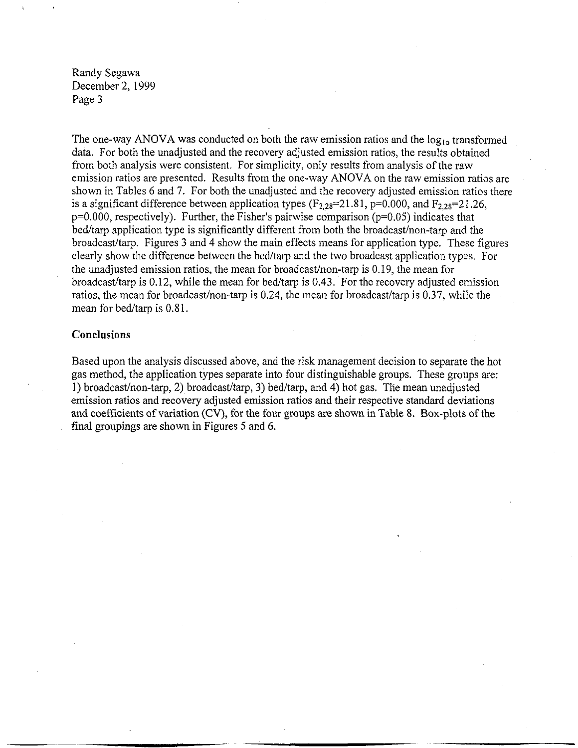The one-way ANOVA was conducted on both the raw emission ratios and the $\log_{10}$ transformed data. For both the unadjusted and the recovery adjusted emission ratios, the results obtained from both analysis were consistent. For simplicity, only results from analysis of the raw emission ratios are presented. Results from the one-way ANOVA on the raw emission ratios are shown in Tables 6 and 7. For both the unadjusted and the recovery adjusted emission ratios there is a significant difference between application types ($F_{2,28}=21.81$, $p=0.000$, and $F_{2,28}=21.26$, $p=0.000$, respectively). Further, the Fisher's pairwise comparison ($p=0.05$) indicates that bed/tarp application type is significantly different from both the broadcast/non-tarp and the broadcast/tarp. Figures 3 and 4 show the main effects means for application type. These figures clearly show the difference between the bed/tarp and the two broadcast application types. For the unadjusted emission ratios, the mean for broadcast/non-tarp is 0.19, the mean for broadcast/tarp is 0.12, while the mean for bed/tarp is 0.43. For the recovery adjusted emission ratios, the mean for broadcast/non-tarp is 0.24, the mean for broadcast/tarp is 0.37, while the mean for bed/tarp is 0.81.

**Conclusions**

Based upon the analysis discussed above, and the risk management decision to separate the hot gas method, the application types separate into four distinguishable groups. These groups are: 1) broadcast/non-tarp, 2) broadcast/tarp, 3) bed/tarp, and 4) hot gas. The mean unadjusted emission ratios and recovery adjusted emission ratios and their respective standard deviations and coefficients of variation (CV), for the four groups are shown in Table 8. Box-plots of the final groupings are shown in Figures 5 and 6.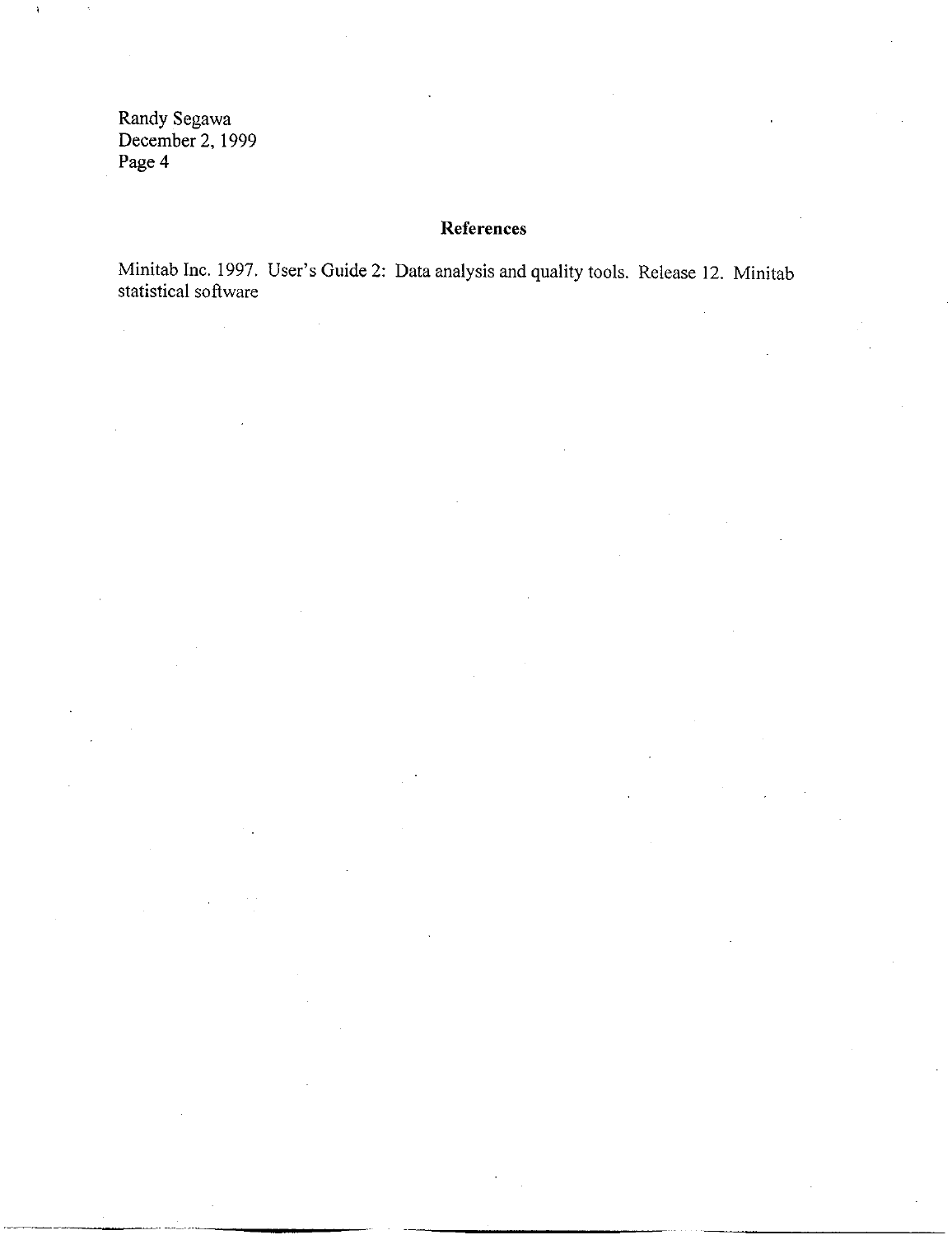## References

Minitab Inc. 1997. User's Guide 2: Data analysis and quality tools. Release 12. Minitab statistical software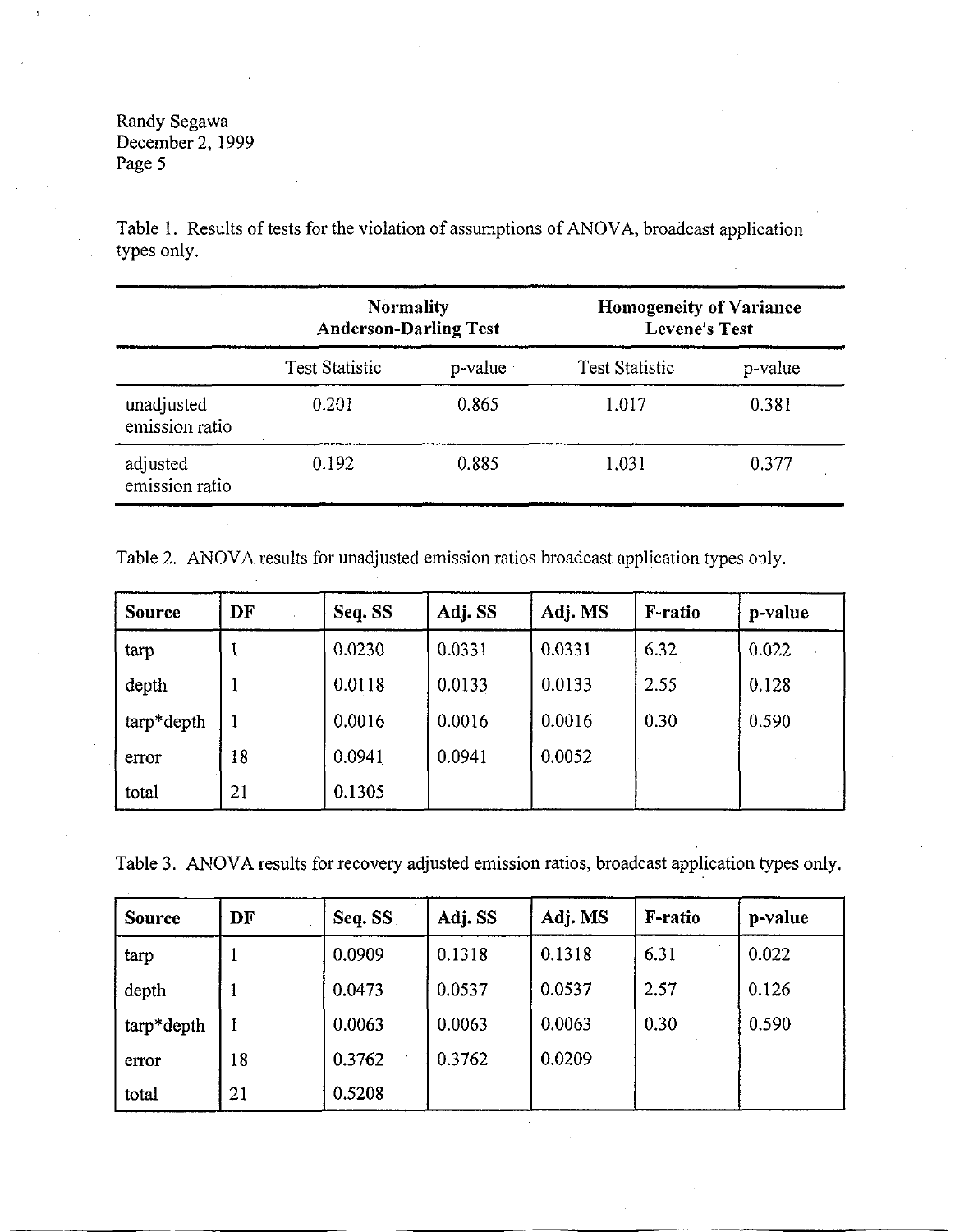Table 1. Results of tests for the violation of assumptions of ANOVA, broadcast application types only.

| | Normality Anderson-Darling Test | | Homogeneity of Variance Levene's Test | |
|---|---|---|---|---|
| | Test Statistic | p-value | Test Statistic | p-value |
| unadjusted emission ratio | 0.201 | 0.865 | 1.017 | 0.381 |
| adjusted emission ratio | 0.192 | 0.885 | 1.031 | 0.377 |

Table 2. ANOVA results for unadjusted emission ratios broadcast application types only.

| Source | DF | Seq. SS | Adj. SS | Adj. MS | F-ratio | p-value |
|---|---|---|---|---|---|---|
| tarp | 1 | 0.0230 | 0.0331 | 0.0331 | 6.32 | 0.022 |
| depth | 1 | 0.0118 | 0.0133 | 0.0133 | 2.55 | 0.128 |
| tarp*depth | 1 | 0.0016 | 0.0016 | 0.0016 | 0.30 | 0.590 |
| error | 18 | 0.0941 | 0.0941 | 0.0052 | | |
| total | 21 | 0.1305 | | | | |

Table 3. ANOVA results for recovery adjusted emission ratios, broadcast application types only.

| Source | DF | Seq. SS | Adj. SS | Adj. MS | F-ratio | p-value |
|---|---|---|---|---|---|---|
| tarp | 1 | 0.0909 | 0.1318 | 0.1318 | 6.31 | 0.022 |
| depth | 1 | 0.0473 | 0.0537 | 0.0537 | 2.57 | 0.126 |
| tarp*depth | 1 | 0.0063 | 0.0063 | 0.0063 | 0.30 | 0.590 |
| error | 18 | 0.3762 | 0.3762 | 0.0209 | | |
| total | 21 | 0.5208 | | | | |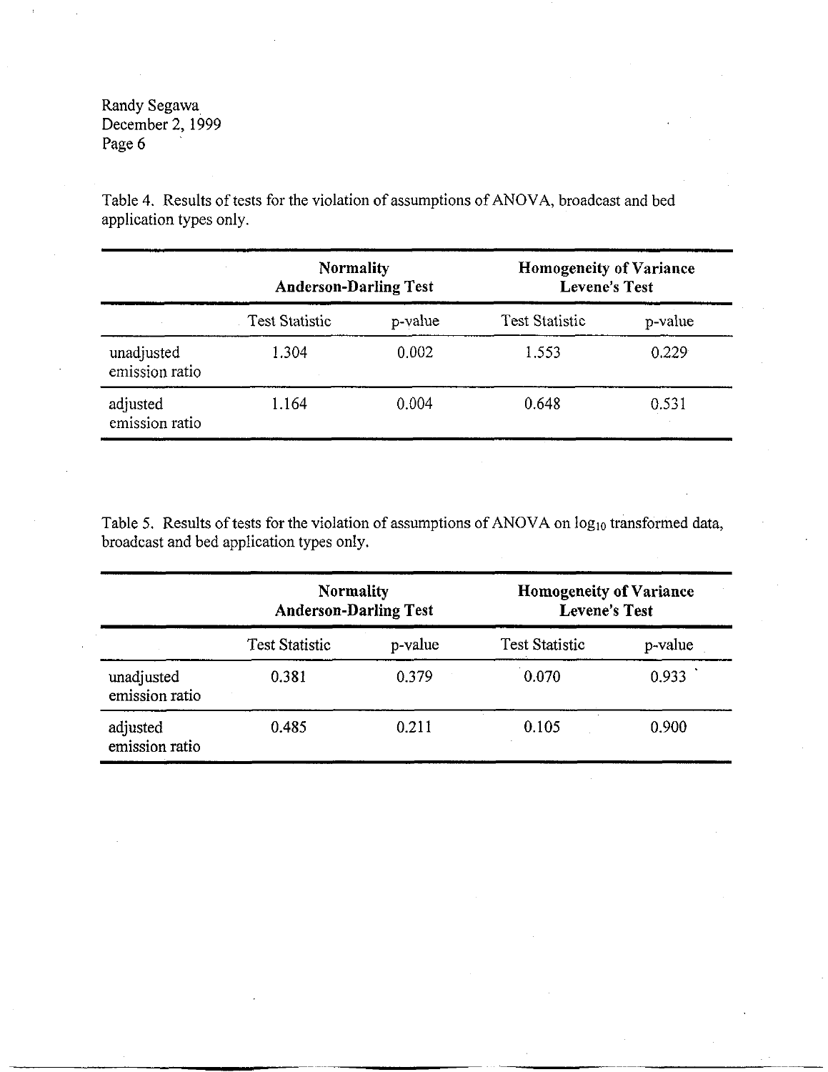Table 4. Results of tests for the violation of assumptions of ANOVA, broadcast and bed application types only.

| | **Normality Anderson-Darling Test** | | **Homogeneity of Variance Levene's Test** | |
|---|---|---|---|---|
| | Test Statistic | p-value | Test Statistic | p-value |
| unadjusted emission ratio | 1.304 | 0.002 | 1.553 | 0.229 |
| adjusted emission ratio | 1.164 | 0.004 | 0.648 | 0.531 |

Table 5. Results of tests for the violation of assumptions of ANOVA on $\log_{10}$ transformed data, broadcast and bed application types only.

| | **Normality Anderson-Darling Test** | | **Homogeneity of Variance Levene's Test** | |
|---|---|---|---|---|
| | Test Statistic | p-value | Test Statistic | p-value |
| unadjusted emission ratio | 0.381 | 0.379 | 0.070 | 0.933 |
| adjusted emission ratio | 0.485 | 0.211 | 0.105 | 0.900 |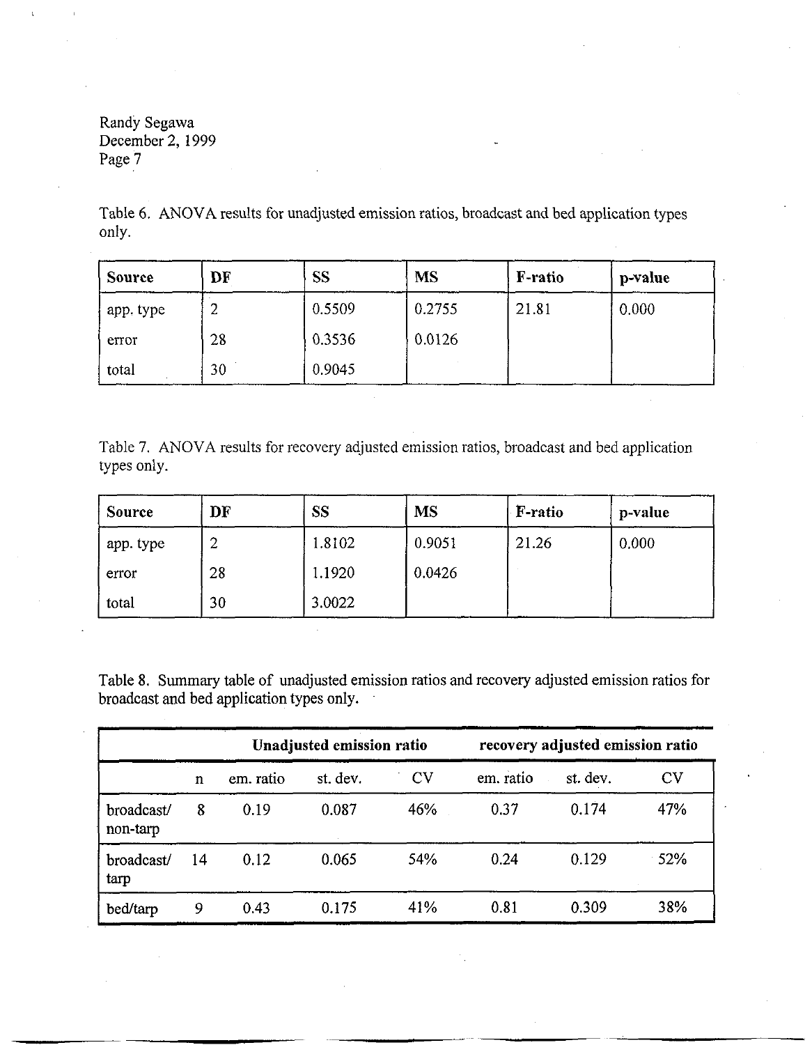Table 6. ANOVA results for unadjusted emission ratios, broadcast and bed application types only.

| Source | DF | SS | MS | F-ratio | p-value |
|---|---|---|---|---|---|
| app. type | 2 | 0.5509 | 0.2755 | 21.81 | 0.000 |
| error | 28 | 0.3536 | 0.0126 | | |
| total | 30 | 0.9045 | | | |

Table 7. ANOVA results for recovery adjusted emission ratios, broadcast and bed application types only.

| Source | DF | SS | MS | F-ratio | p-value |
|---|---|---|---|---|---|
| app. type | 2 | 1.8102 | 0.9051 | 21.26 | 0.000 |
| error | 28 | 1.1920 | 0.0426 | | |
| total | 30 | 3.0022 | | | |

Table 8. Summary table of unadjusted emission ratios and recovery adjusted emission ratios for broadcast and bed application types only.

| | | Unadjusted emission ratio | | | recovery adjusted emission ratio | | |
|---|---|---|---|---|---|---|---|
| | n | em. ratio | st. dev. | CV | em. ratio | st. dev. | CV |
| broadcast/ non-tarp | 8 | 0.19 | 0.087 | 46% | 0.37 | 0.174 | 47% |
| broadcast/ tarp | 14 | 0.12 | 0.065 | 54% | 0.24 | 0.129 | 52% |
| bed/tarp | 9 | 0.43 | 0.175 | 41% | 0.81 | 0.309 | 38% |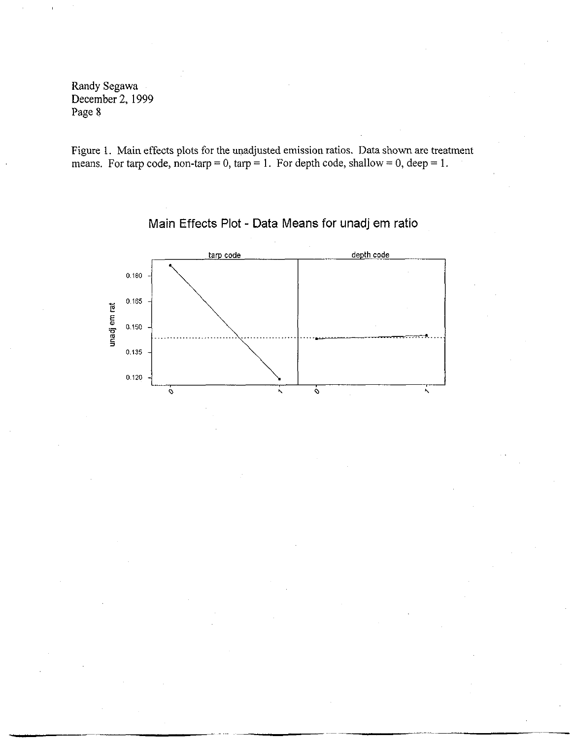Figure 1. Main effects plots for the unadjusted emission ratios. Data shown are treatment means. For tarp code, non-tarp = 0, tarp = 1. For depth code, shallow = 0, deep = 1.

Main Effects Plot - Data Means for unadj em ratio

tarp code

depth code

unadj em rat

0.180

0.165

0.150

0.135

0.120

0

1

0

1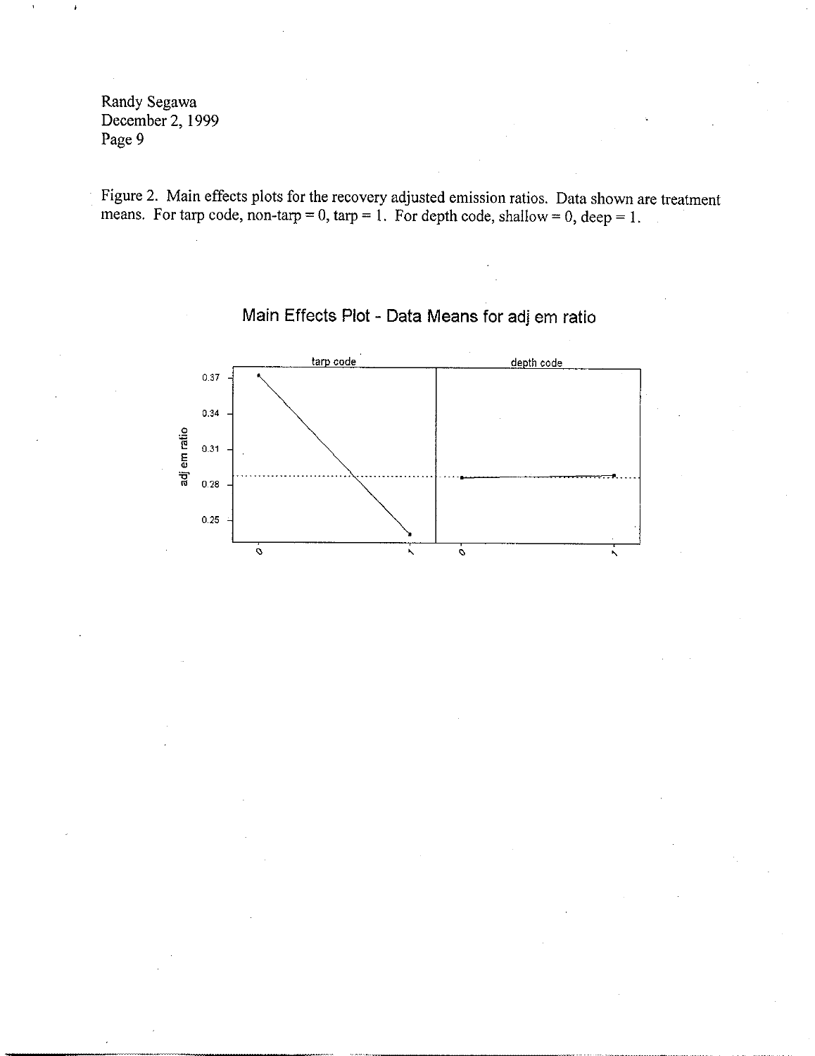Figure 2. Main effects plots for the recovery adjusted emission ratios. Data shown are treatment means. For tarp code, non-tarp = 0, tarp = 1. For depth code, shallow = 0, deep = 1.

Main Effects Plot - Data Means for adj em ratio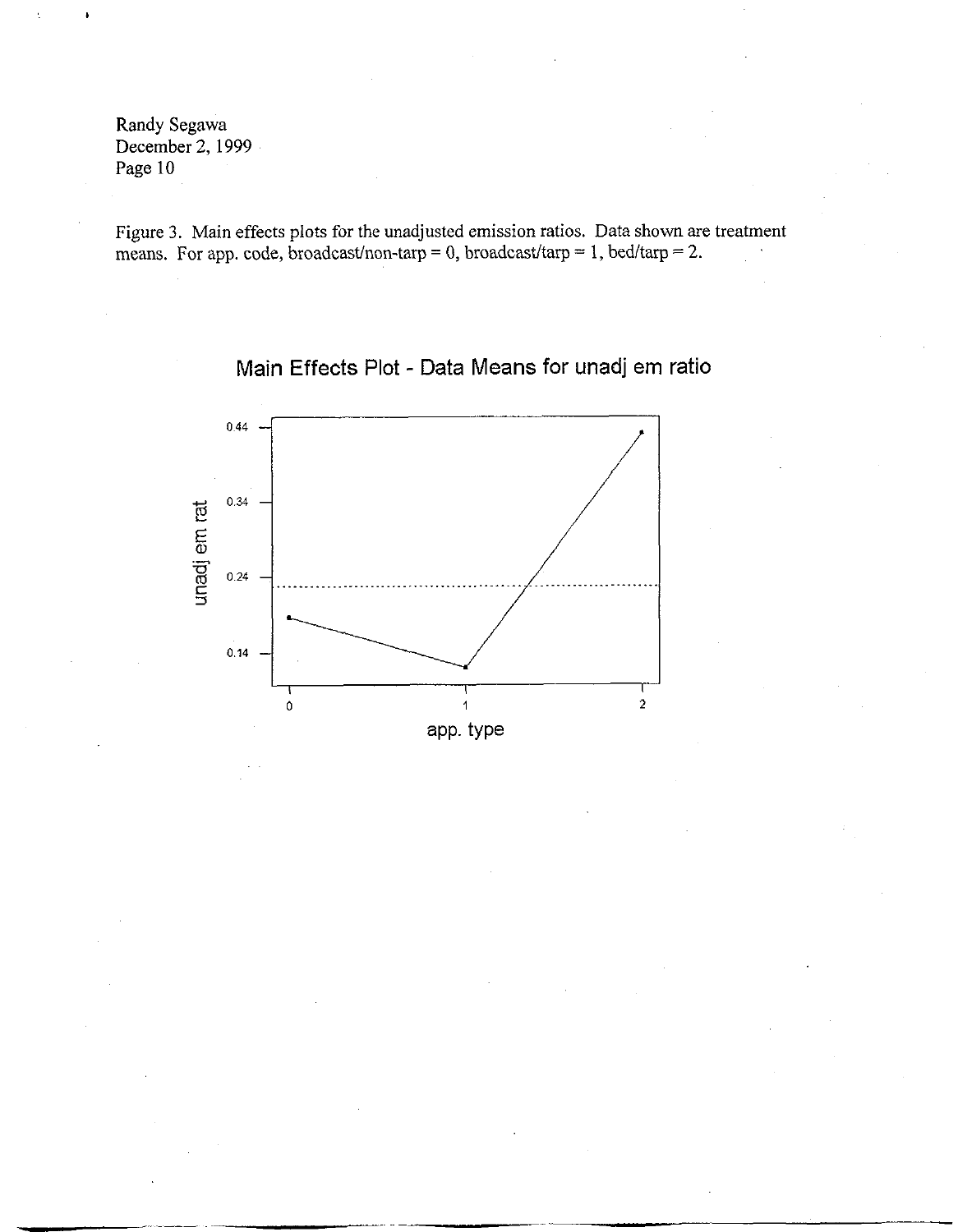Figure 3. Main effects plots for the unadjusted emission ratios. Data shown are treatment means. For app. code, broadcast/non-tarp = 0, broadcast/tarp = 1, bed/tarp = 2.

Main Effects Plot - Data Means for unadj em ratio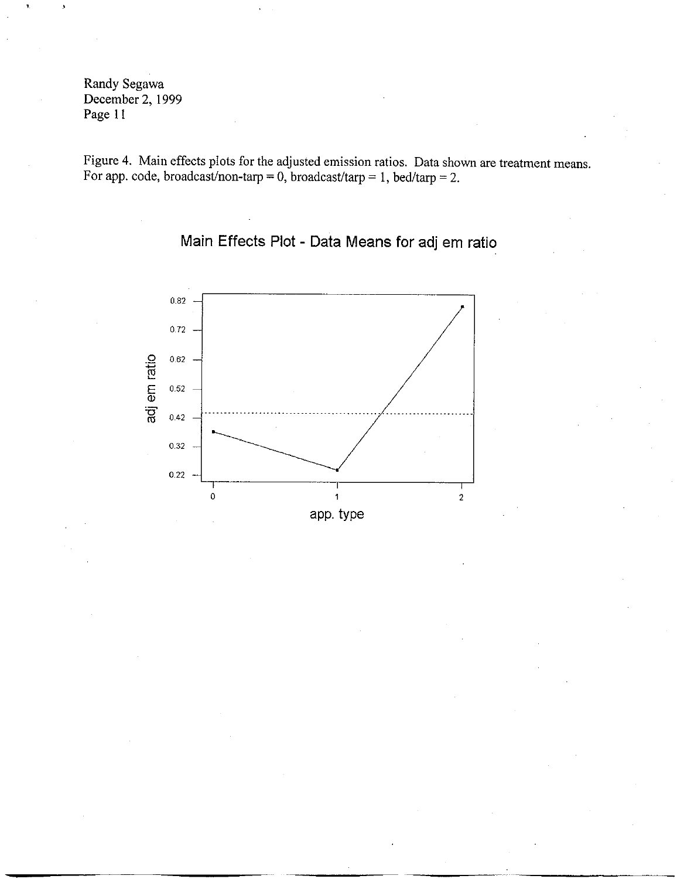Figure 4. Main effects plots for the adjusted emission ratios. Data shown are treatment means. For app. code, broadcast/non-tarp = 0, broadcast/tarp = 1, bed/tarp = 2.

Main Effects Plot - Data Means for adj em ratio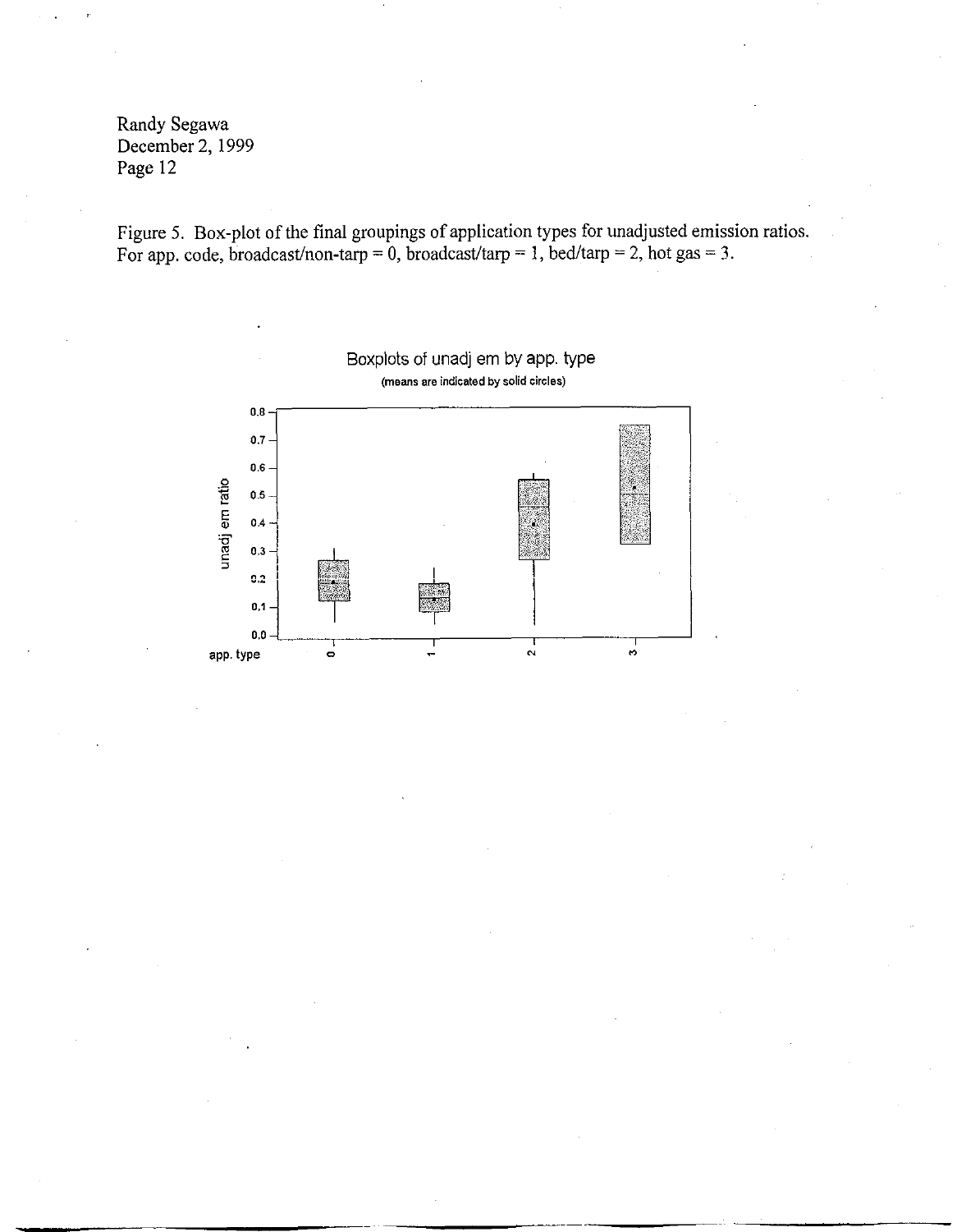Figure 5. Box-plot of the final groupings of application types for unadjusted emission ratios. For app. code, broadcast/non-tarp = 0, broadcast/tarp = 1, bed/tarp = 2, hot gas = 3.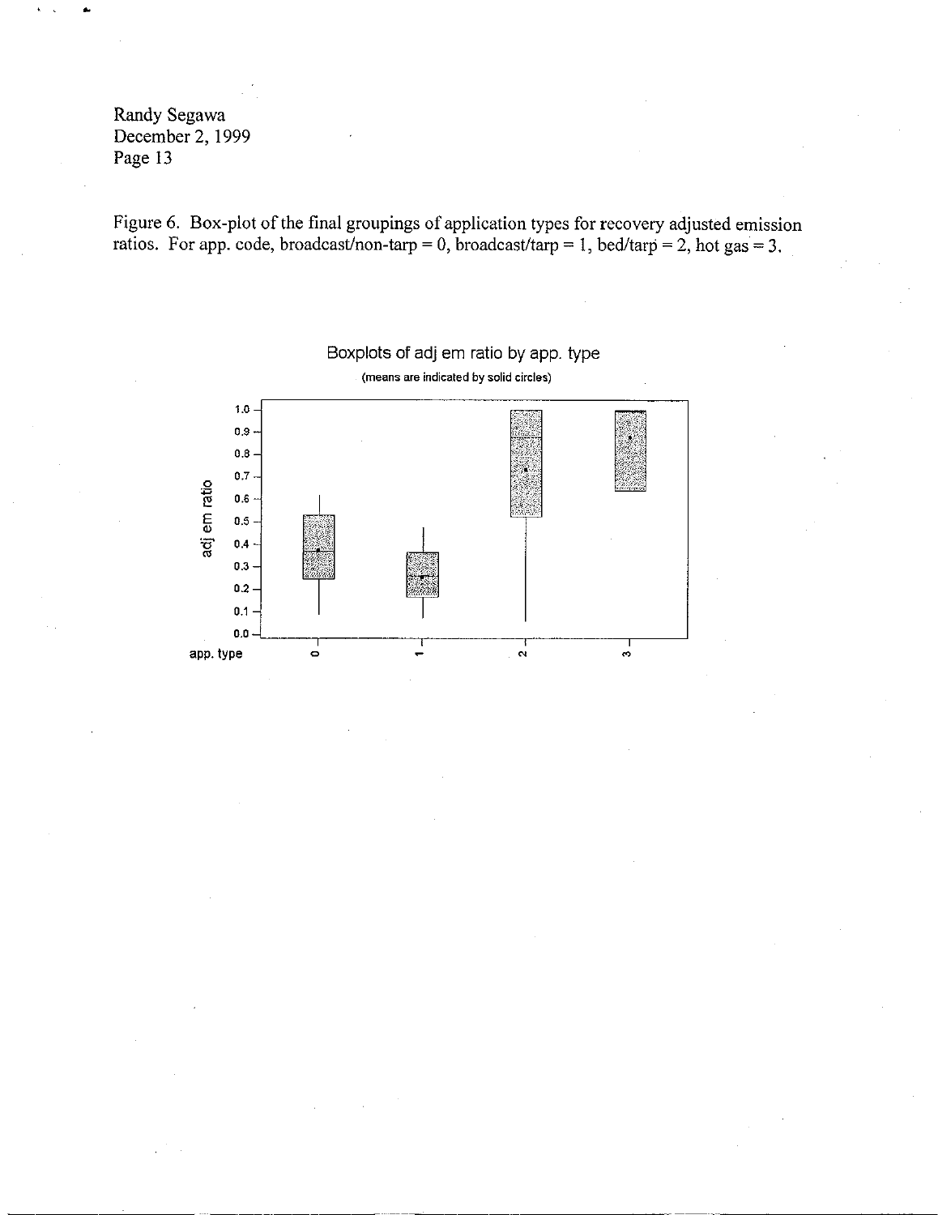Figure 6. Box-plot of the final groupings of application types for recovery adjusted emission ratios. For app. code, broadcast/non-tarp = 0, broadcast/tarp = 1, bed/tarp = 2, hot gas = 3.

Boxplots of adj em ratio by app. type

(means are indicated by solid circles)

adj em ratio

1.0
0.9
0.8
0.7
0.6
0.5
0.4
0.3
0.2
0.1
0.0

app. type

0
1
2
3